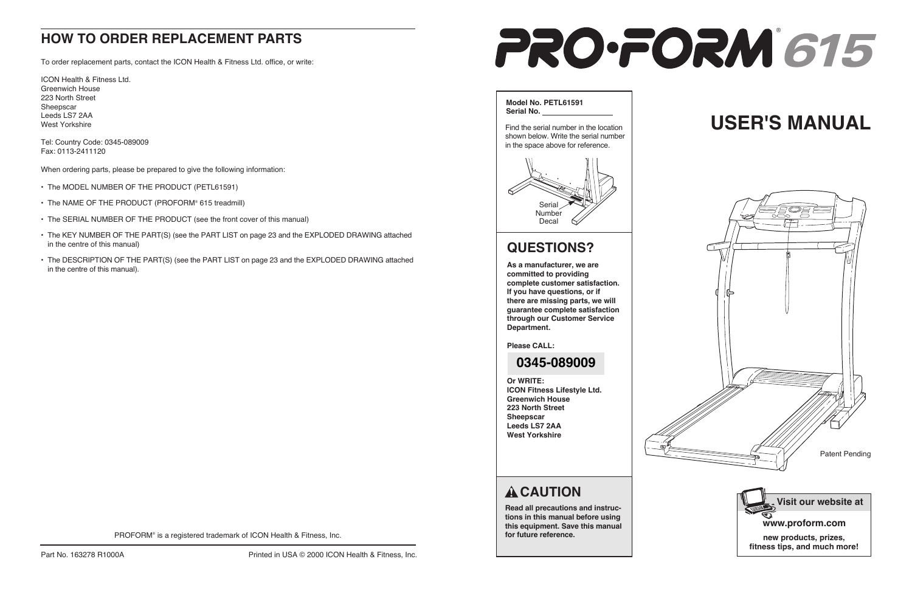## HOW TO ORDER REPLACEMENT PARTS

To order replacement parts, contact the ICON Health & Fitness Ltd. office, or write:

ICON Health & Fitness Ltd.
Greenwich House
223 North Street
Sheepscar
Leeds LS7 2AA
West Yorkshire

Tel: Country Code: 0345-089009
Fax: 0113-2411120

When ordering parts, please be prepared to give the following information:

- The MODEL NUMBER OF THE PRODUCT (PETL61591)
- The NAME OF THE PRODUCT (PROFORM® 615 treadmill)
- The SERIAL NUMBER OF THE PRODUCT (see the front cover of this manual)
- The KEY NUMBER OF THE PART(S) (see the PART LIST on page 23 and the EXPLODED DRAWING attached in the centre of this manual)
- The DESCRIPTION OF THE PART(S) (see the PART LIST on page 23 and the EXPLODED DRAWING attached in the centre of this manual).

PROFORM® is a registered trademark of ICON Health & Fitness, Inc.

Part No. 163278 R1000A

Printed in USA © 2000 ICON Health & Fitness, Inc.

# PRO·FORM® 615

**Model No. PETL61591**
**Serial No.** ________________

Find the serial number in the location shown below. Write the serial number in the space above for reference.

Serial Number Decal

## QUESTIONS?

**As a manufacturer, we are committed to providing complete customer satisfaction. If you have questions, or if there are missing parts, we will guarantee complete satisfaction through our Customer Service Department.**

**Please CALL:**

**0345-089009**

**Or WRITE:**
**ICON Fitness Lifestyle Ltd.**
**Greenwich House**
**223 North Street**
**Sheepscar**
**Leeds LS7 2AA**
**West Yorkshire**

## ⚠ CAUTION

**Read all precautions and instructions in this manual before using this equipment. Save this manual for future reference.**

# USER'S MANUAL

Patent Pending

**Visit our website at**

**www.proform.com**

**new products, prizes, fitness tips, and much more!**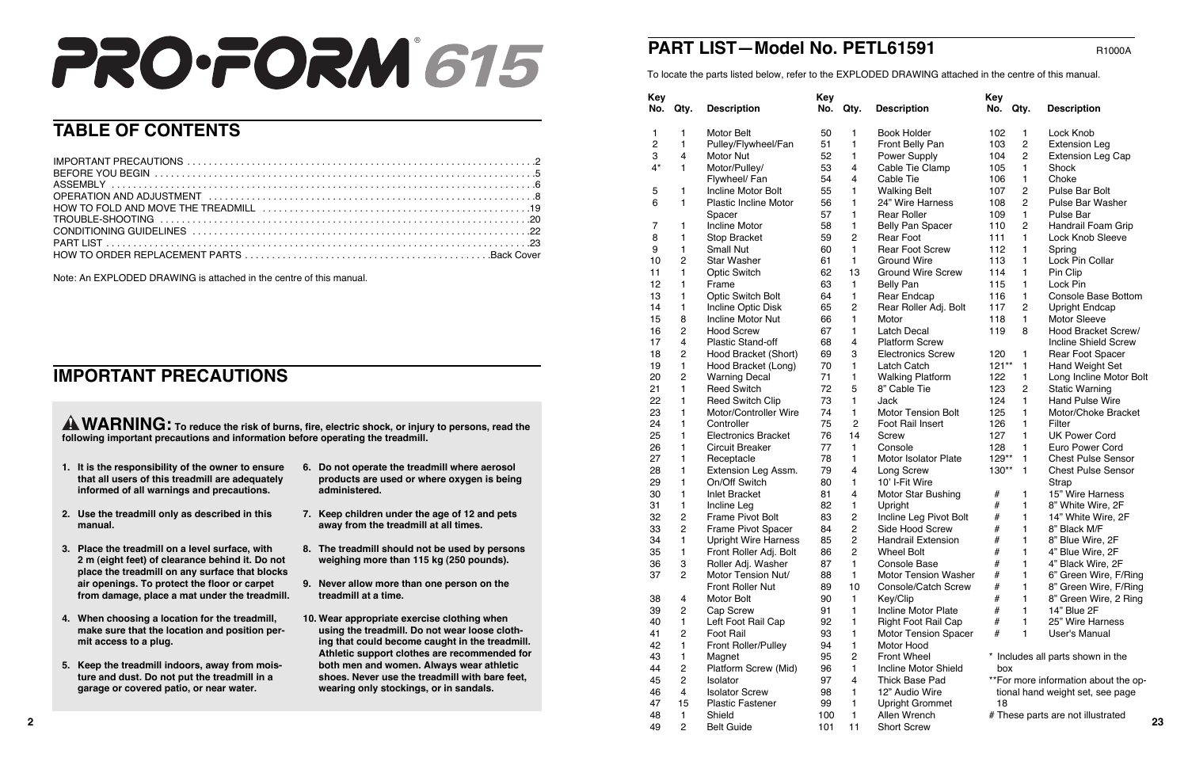# PRO·FORM® 615

## TABLE OF CONTENTS

IMPORTANT PRECAUTIONS . . . . . . . . . . . . . . . . . . . . . . . . . . . . . . . . . . . . . . . .2
BEFORE YOU BEGIN . . . . . . . . . . . . . . . . . . . . . . . . . . . . . . . . . . . . . . . . . . . .5
ASSEMBLY . . . . . . . . . . . . . . . . . . . . . . . . . . . . . . . . . . . . . . . . . . . . . . . . . .6
OPERATION AND ADJUSTMENT . . . . . . . . . . . . . . . . . . . . . . . . . . . . . . . . . . . .8
HOW TO FOLD AND MOVE THE TREADMILL . . . . . . . . . . . . . . . . . . . . . . . . . .19
TROUBLE-SHOOTING . . . . . . . . . . . . . . . . . . . . . . . . . . . . . . . . . . . . . . . . . . .20
CONDITIONING GUIDELINES . . . . . . . . . . . . . . . . . . . . . . . . . . . . . . . . . . . . .22
PART LIST . . . . . . . . . . . . . . . . . . . . . . . . . . . . . . . . . . . . . . . . . . . . . . . . . .23
HOW TO ORDER REPLACEMENT PARTS . . . . . . . . . . . . . . . . . . . . . . . . . .Back Cover

Note: An EXPLODED DRAWING is attached in the centre of this manual.

## IMPORTANT PRECAUTIONS

**⚠ WARNING: To reduce the risk of burns, fire, electric shock, or injury to persons, read the following important precautions and information before operating the treadmill.**

1. **It is the responsibility of the owner to ensure that all users of this treadmill are adequately informed of all warnings and precautions.**
2. **Use the treadmill only as described in this manual.**
3. **Place the treadmill on a level surface, with 2 m (eight feet) of clearance behind it. Do not place the treadmill on any surface that blocks air openings. To protect the floor or carpet from damage, place a mat under the treadmill.**
4. **When choosing a location for the treadmill, make sure that the location and position permit access to a plug.**
5. **Keep the treadmill indoors, away from moisture and dust. Do not put the treadmill in a garage or covered patio, or near water.**
6. **Do not operate the treadmill where aerosol products are used or where oxygen is being administered.**
7. **Keep children under the age of 12 and pets away from the treadmill at all times.**
8. **The treadmill should not be used by persons weighing more than 115 kg (250 pounds).**
9. **Never allow more than one person on the treadmill at a time.**
10. **Wear appropriate exercise clothing when using the treadmill. Do not wear loose clothing that could become caught in the treadmill. Athletic support clothes are recommended for both men and women. Always wear athletic shoes. Never use the treadmill with bare feet, wearing only stockings, or in sandals.**

## PART LIST—Model No. PETL61591

R1000A

To locate the parts listed below, refer to the EXPLODED DRAWING attached in the centre of this manual.

| Key No. | Qty. | Description |
|---|---|---|
| 1 | 1 | Motor Belt |
| 2 | 1 | Pulley/Flywheel/Fan |
| 3 | 4 | Motor Nut |
| 4* | 1 | Motor/Pulley/Flywheel/ Fan |
| 5 | 1 | Incline Motor Bolt |
| 6 | 1 | Plastic Incline Motor Spacer |
| 7 | 1 | Incline Motor |
| 8 | 1 | Stop Bracket |
| 9 | 1 | Small Nut |
| 10 | 2 | Star Washer |
| 11 | 1 | Optic Switch |
| 12 | 1 | Frame |
| 13 | 1 | Optic Switch Bolt |
| 14 | 1 | Incline Optic Disk |
| 15 | 8 | Incline Motor Nut |
| 16 | 2 | Hood Screw |
| 17 | 4 | Plastic Stand-off |
| 18 | 2 | Hood Bracket (Short) |
| 19 | 1 | Hood Bracket (Long) |
| 20 | 2 | Warning Decal |
| 21 | 1 | Reed Switch |
| 22 | 1 | Reed Switch Clip |
| 23 | 1 | Motor/Controller Wire |
| 24 | 1 | Controller |
| 25 | 1 | Electronics Bracket |
| 26 | 1 | Circuit Breaker |
| 27 | 1 | Receptacle |
| 28 | 1 | Extension Leg Assm. |
| 29 | 1 | On/Off Switch |
| 30 | 1 | Inlet Bracket |
| 31 | 1 | Incline Leg |
| 32 | 2 | Frame Pivot Bolt |
| 33 | 2 | Frame Pivot Spacer |
| 34 | 1 | Upright Wire Harness |
| 35 | 1 | Front Roller Adj. Bolt |
| 36 | 3 | Roller Adj. Washer |
| 37 | 2 | Motor Tension Nut/ Front Roller Nut |
| 38 | 4 | Motor Bolt |
| 39 | 2 | Cap Screw |
| 40 | 1 | Left Foot Rail Cap |
| 41 | 2 | Foot Rail |
| 42 | 1 | Front Roller/Pulley |
| 43 | 1 | Magnet |
| 44 | 2 | Platform Screw (Mid) |
| 45 | 2 | Isolator |
| 46 | 4 | Isolator Screw |
| 47 | 15 | Plastic Fastener |
| 48 | 1 | Shield |
| 49 | 2 | Belt Guide |
| 50 | 1 | Book Holder |
| 51 | 1 | Front Belly Pan |
| 52 | 1 | Power Supply |
| 53 | 4 | Cable Tie Clamp |
| 54 | 4 | Cable Tie |
| 55 | 1 | Walking Belt |
| 56 | 1 | 24" Wire Harness |
| 57 | 1 | Rear Roller |
| 58 | 1 | Belly Pan Spacer |
| 59 | 2 | Rear Foot |
| 60 | 1 | Rear Foot Screw |
| 61 | 1 | Ground Wire |
| 62 | 13 | Ground Wire Screw |
| 63 | 1 | Belly Pan |
| 64 | 1 | Rear Endcap |
| 65 | 2 | Rear Roller Adj. Bolt |
| 66 | 1 | Motor |
| 67 | 1 | Latch Decal |
| 68 | 4 | Platform Screw |
| 69 | 3 | Electronics Screw |
| 70 | 1 | Latch Catch |
| 71 | 1 | Walking Platform |
| 72 | 5 | 8" Cable Tie |
| 73 | 1 | Jack |
| 74 | 1 | Motor Tension Bolt |
| 75 | 2 | Foot Rail Insert |
| 76 | 14 | Screw |
| 77 | 1 | Console |
| 78 | 1 | Motor Isolator Plate |
| 79 | 4 | Long Screw |
| 80 | 1 | 10' I-Fit Wire |
| 81 | 4 | Motor Star Bushing |
| 82 | 1 | Upright |
| 83 | 2 | Incline Leg Pivot Bolt |
| 84 | 2 | Side Hood Screw |
| 85 | 2 | Handrail Extension |
| 86 | 2 | Wheel Bolt |
| 87 | 1 | Console Base |
| 88 | 1 | Motor Tension Washer |
| 89 | 10 | Console/Catch Screw |
| 90 | 1 | Key/Clip |
| 91 | 1 | Incline Motor Plate |
| 92 | 1 | Right Foot Rail Cap |
| 93 | 1 | Motor Tension Spacer |
| 94 | 1 | Motor Hood |
| 95 | 2 | Front Wheel |
| 96 | 1 | Incline Motor Shield |
| 97 | 4 | Thick Base Pad |
| 98 | 1 | 12" Audio Wire |
| 99 | 1 | Upright Grommet |
| 100 | 1 | Allen Wrench |
| 101 | 11 | Short Screw |
| 102 | 1 | Lock Knob |
| 103 | 2 | Extension Leg |
| 104 | 2 | Extension Leg Cap |
| 105 | 1 | Shock |
| 106 | 1 | Choke |
| 107 | 2 | Pulse Bar Bolt |
| 108 | 2 | Pulse Bar Washer |
| 109 | 1 | Pulse Bar |
| 110 | 2 | Handrail Foam Grip |
| 111 | 1 | Lock Knob Sleeve |
| 112 | 1 | Spring |
| 113 | 1 | Lock Pin Collar |
| 114 | 1 | Pin Clip |
| 115 | 1 | Lock Pin |
| 116 | 1 | Console Base Bottom |
| 117 | 2 | Upright Endcap |
| 118 | 1 | Motor Sleeve |
| 119 | 8 | Hood Bracket Screw/ Incline Shield Screw |
| 120 | 1 | Rear Foot Spacer |
| 121** | 1 | Hand Weight Set |
| 122 | 1 | Long Incline Motor Bolt |
| 123 | 2 | Static Warning |
| 124 | 1 | Hand Pulse Wire |
| 125 | 1 | Motor/Choke Bracket |
| 126 | 1 | Filter |
| 127 | 1 | UK Power Cord |
| 128 | 1 | Euro Power Cord |
| 129** | 1 | Chest Pulse Sensor |
| 130** | 1 | Chest Pulse Sensor Strap |
| # | 1 | 15" Wire Harness |
| # | 1 | 8" White Wire, 2F |
| # | 1 | 14" White Wire, 2F |
| # | 1 | 8" Black M/F |
| # | 1 | 8" Blue Wire, 2F |
| # | 1 | 4" Blue Wire, 2F |
| # | 1 | 4" Black Wire, 2F |
| # | 1 | 6" Green Wire, F/Ring |
| # | 1 | 8" Green Wire, F/Ring |
| # | 1 | 8" Green Wire, 2 Ring |
| # | 1 | 14" Blue 2F |
| # | 1 | 25" Wire Harness |
| # | 1 | User's Manual |

\* Includes all parts shown in the box

\*\*For more information about the optional hand weight set, see page 18

\# These parts are not illustrated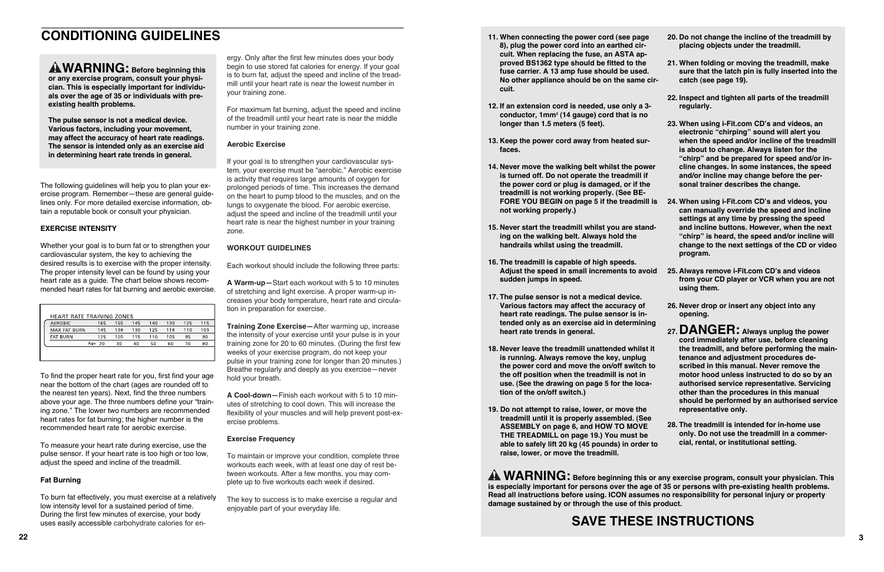# CONDITIONING GUIDELINES

**⚠WARNING: Before beginning this or any exercise program, consult your physician. This is especially important for individuals over the age of 35 or individuals with pre-existing health problems.**

**The pulse sensor is not a medical device. Various factors, including your movement, may affect the accuracy of heart rate readings. The sensor is intended only as an exercise aid in determining heart rate trends in general.**

The following guidelines will help you to plan your exercise program. Remember—these are general guidelines only. For more detailed exercise information, obtain a reputable book or consult your physician.

### EXERCISE INTENSITY

Whether your goal is to burn fat or to strengthen your cardiovascular system, the key to achieving the desired results is to exercise with the proper intensity. The proper intensity level can be found by using your heart rate as a guide. The chart below shows recommended heart rates for fat burning and aerobic exercise.

| HEART RATE TRAINING ZONES | | | | | | | |
|---|---|---|---|---|---|---|---|
| AEROBIC | 165 | 155 | 145 | 140 | 130 | 125 | 115 |
| MAX FAT BURN | 145 | 138 | 130 | 125 | 118 | 110 | 103 |
| FAT BURN | 125 | 120 | 115 | 110 | 105 | 95 | 90 |
| Age | 20 | 30 | 40 | 50 | 60 | 70 | 80 |

To find the proper heart rate for you, first find your age near the bottom of the chart (ages are rounded off to the nearest ten years). Next, find the three numbers above your age. The three numbers define your "training zone." The lower two numbers are recommended heart rates for fat burning; the higher number is the recommended heart rate for aerobic exercise.

To measure your heart rate during exercise, use the pulse sensor. If your heart rate is too high or too low, adjust the speed and incline of the treadmill.

### Fat Burning

To burn fat effectively, you must exercise at a relatively low intensity level for a sustained period of time. During the first few minutes of exercise, your body uses easily accessible carbohydrate calories for energy. Only after the first few minutes does your body begin to use stored fat calories for energy. If your goal is to burn fat, adjust the speed and incline of the treadmill until your heart rate is near the lowest number in your training zone.

For maximum fat burning, adjust the speed and incline of the treadmill until your heart rate is near the middle number in your training zone.

### Aerobic Exercise

If your goal is to strengthen your cardiovascular system, your exercise must be "aerobic." Aerobic exercise is activity that requires large amounts of oxygen for prolonged periods of time. This increases the demand on the heart to pump blood to the muscles, and on the lungs to oxygenate the blood. For aerobic exercise, adjust the speed and incline of the treadmill until your heart rate is near the highest number in your training zone.

### WORKOUT GUIDELINES

Each workout should include the following three parts:

**A Warm-up—**Start each workout with 5 to 10 minutes of stretching and light exercise. A proper warm-up increases your body temperature, heart rate and circulation in preparation for exercise.

**Training Zone Exercise—**After warming up, increase the intensity of your exercise until your pulse is in your training zone for 20 to 60 minutes. (During the first few weeks of your exercise program, do not keep your pulse in your training zone for longer than 20 minutes.) Breathe regularly and deeply as you exercise—never hold your breath.

**A Cool-down—**Finish each workout with 5 to 10 minutes of stretching to cool down. This will increase the flexibility of your muscles and will help prevent post-exercise problems.

### Exercise Frequency

To maintain or improve your condition, complete three workouts each week, with at least one day of rest between workouts. After a few months, you may complete up to five workouts each week if desired.

The key to success is to make exercise a regular and enjoyable part of your everyday life.

---

11. **When connecting the power cord (see page 8), plug the power cord into an earthed circuit. When replacing the fuse, an ASTA approved BS1362 type should be fitted to the fuse carrier. A 13 amp fuse should be used. No other appliance should be on the same circuit.**

12. **If an extension cord is needed, use only a 3-conductor, 1mm² (14 gauge) cord that is no longer than 1.5 meters (5 feet).**

13. **Keep the power cord away from heated surfaces.**

14. **Never move the walking belt whilst the power is turned off. Do not operate the treadmill if the power cord or plug is damaged, or if the treadmill is not working properly. (See BEFORE YOU BEGIN on page 5 if the treadmill is not working properly.)**

15. **Never start the treadmill whilst you are standing on the walking belt. Always hold the handrails whilst using the treadmill.**

16. **The treadmill is capable of high speeds. Adjust the speed in small increments to avoid sudden jumps in speed.**

17. **The pulse sensor is not a medical device. Various factors may affect the accuracy of heart rate readings. The pulse sensor is intended only as an exercise aid in determining heart rate trends in general.**

18. **Never leave the treadmill unattended whilst it is running. Always remove the key, unplug the power cord and move the on/off switch to the off position when the treadmill is not in use. (See the drawing on page 5 for the location of the on/off switch.)**

19. **Do not attempt to raise, lower, or move the treadmill until it is properly assembled. (See ASSEMBLY on page 6, and HOW TO MOVE THE TREADMILL on page 19.) You must be able to safely lift 20 kg (45 pounds) in order to raise, lower, or move the treadmill.**

20. **Do not change the incline of the treadmill by placing objects under the treadmill.**

21. **When folding or moving the treadmill, make sure that the latch pin is fully inserted into the catch (see page 19).**

22. **Inspect and tighten all parts of the treadmill regularly.**

23. **When using i-Fit.com CD's and videos, an electronic "chirping" sound will alert you when the speed and/or incline of the treadmill is about to change. Always listen for the "chirp" and be prepared for speed and/or incline changes. In some instances, the speed and/or incline may change before the personal trainer describes the change.**

24. **When using i-Fit.com CD's and videos, you can manually override the speed and incline settings at any time by pressing the speed and incline buttons. However, when the next "chirp" is heard, the speed and/or incline will change to the next settings of the CD or video program.**

25. **Always remove i-Fit.com CD's and videos from your CD player or VCR when you are not using them.**

26. **Never drop or insert any object into any opening.**

27. **⚠DANGER: Always unplug the power cord immediately after use, before cleaning the treadmill, and before performing the maintenance and adjustment procedures described in this manual. Never remove the motor hood unless instructed to do so by an authorised service representative. Servicing other than the procedures in this manual should be performed by an authorised service representative only.**

28. **The treadmill is intended for in-home use only. Do not use the treadmill in a commercial, rental, or institutional setting.**

**⚠WARNING: Before beginning this or any exercise program, consult your physician. This is especially important for persons over the age of 35 or persons with pre-existing health problems. Read all instructions before using. ICON assumes no responsibility for personal injury or property damage sustained by or through the use of this product.**

## SAVE THESE INSTRUCTIONS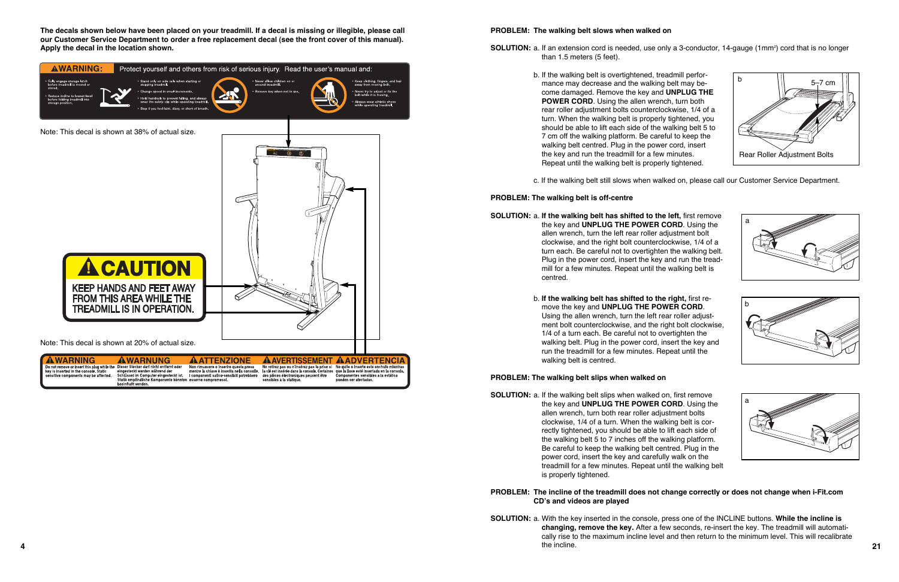**The decals shown below have been placed on your treadmill. If a decal is missing or illegible, please call our Customer Service Department to order a free replacement decal (see the front cover of this manual). Apply the decal in the location shown.**

**⚠WARNING:** Protect yourself and others from risk of serious injury. Read the user's manual and:

- Fully engage storage latch before treadmill is moved or stored.
- Reduce incline to lowest level before folding treadmill into storage position.
- Stand only on side rails when starting or stopping treadmill.
- Change speed in small increments.
- Hold handrails to prevent falling, and always wear the safety clip while operating treadmill.
- Stop if you feel faint, dizzy, or short of breath.
- Never allow children on or around treadmill.
- Remove key when not in use.
- Keep clothing, fingers, and hair away from moving belt.
- Never try to adjust or fix the belt while it is moving.
- Always wear athletic shoes while operating treadmill.

Note: This decal is shown at 38% of actual size.

**⚠CAUTION**

KEEP HANDS AND FEET AWAY FROM THIS AREA WHILE THE TREADMILL IS IN OPERATION.

Note: This decal is shown at 20% of actual size.

**⚠WARNING** Do not remove or insert this plug while the key is inserted in the console. Static sensitive components may be affected.

**⚠WARNUNG** Dieser Stecker darf nicht entfernt oder eingesteckt werden während der Schlüssel im Computer eingesteckt ist. Statik empfindliche Komponente könnten beeinflußt werden.

**⚠ATTENZIONE** Non rimuovere o inserire questa presa mentre la chiave è inserita nella console. I componenti satico-sensibili potrebbero essere compromessi.

**⚠AVERTISSEMENT** Ne retirez pas ou n'insérez pas la prise si la clé est insérée dans la console. Certaines des pièces électroniques peuvent être sensibles à la statique.

**⚠ADVERTENCIA** No quite o inserte este enchufe mientras que la llave esté insertada en la consola. Componentes sensibles a la estática pueden ser afectados.

**PROBLEM: The walking belt slows when walked on**

**SOLUTION:** a. If an extension cord is needed, use only a 3-conductor, 14-gauge (1mm²) cord that is no longer than 1.5 meters (5 feet).

b. If the walking belt is overtightened, treadmill performance may decrease and the walking belt may become damaged. Remove the key and **UNPLUG THE POWER CORD**. Using the allen wrench, turn both rear roller adjustment bolts counterclockwise, 1/4 of a turn. When the walking belt is properly tightened, you should be able to lift each side of the walking belt 5 to 7 cm off the walking platform. Be careful to keep the walking belt centred. Plug in the power cord, insert the key and run the treadmill for a few minutes. Repeat until the walking belt is properly tightened.

b — 5–7 cm — Rear Roller Adjustment Bolts

c. If the walking belt still slows when walked on, please call our Customer Service Department.

**PROBLEM: The walking belt is off-centre**

**SOLUTION:** a. **If the walking belt has shifted to the left,** first remove the key and **UNPLUG THE POWER CORD**. Using the allen wrench, turn the left rear roller adjustment bolt clockwise, and the right bolt counterclockwise, 1/4 of a turn each. Be careful not to overtighten the walking belt. Plug in the power cord, insert the key and run the treadmill for a few minutes. Repeat until the walking belt is centred.

b. **If the walking belt has shifted to the right,** first remove the key and **UNPLUG THE POWER CORD**. Using the allen wrench, turn the left rear roller adjustment bolt counterclockwise, and the right bolt clockwise, 1/4 of a turn each. Be careful not to overtighten the walking belt. Plug in the power cord, insert the key and run the treadmill for a few minutes. Repeat until the walking belt is centred.

**PROBLEM: The walking belt slips when walked on**

**SOLUTION:** a. If the walking belt slips when walked on, first remove the key and **UNPLUG THE POWER CORD**. Using the allen wrench, turn both rear roller adjustment bolts clockwise, 1/4 of a turn. When the walking belt is correctly tightened, you should be able to lift each side of the walking belt 5 to 7 inches off the walking platform. Be careful to keep the walking belt centred. Plug in the power cord, insert the key and carefully walk on the treadmill for a few minutes. Repeat until the walking belt is properly tightened.

**PROBLEM: The incline of the treadmill does not change correctly or does not change when i-Fit.com CD's and videos are played**

**SOLUTION:** a. With the key inserted in the console, press one of the INCLINE buttons. **While the incline is changing, remove the key.** After a few seconds, re-insert the key. The treadmill will automatically rise to the maximum incline level and then return to the minimum level. This will recalibrate the incline.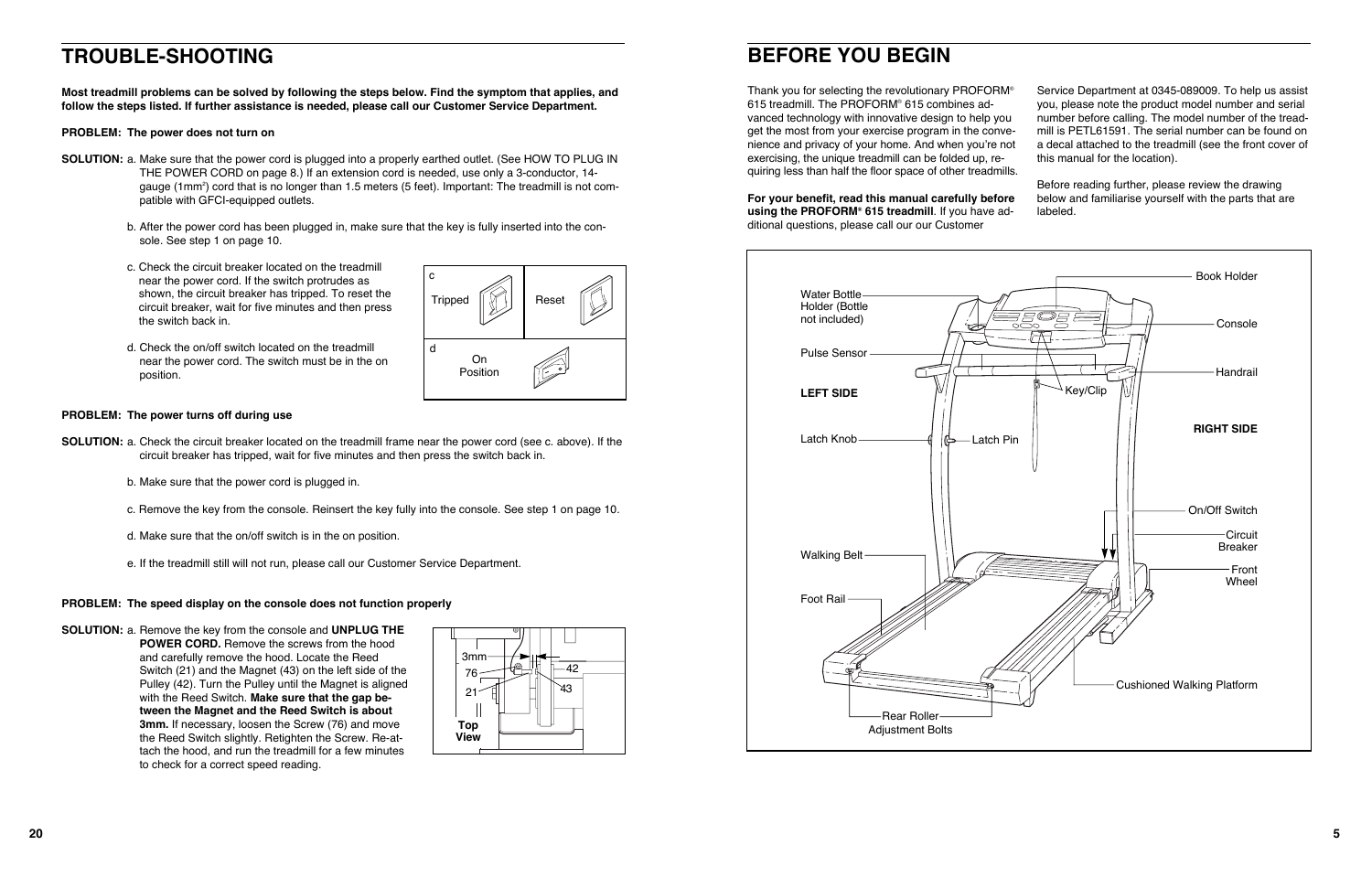# TROUBLE-SHOOTING

**Most treadmill problems can be solved by following the steps below. Find the symptom that applies, and follow the steps listed. If further assistance is needed, please call our Customer Service Department.**

**PROBLEM: The power does not turn on**

**SOLUTION:** a. Make sure that the power cord is plugged into a properly earthed outlet. (See HOW TO PLUG IN THE POWER CORD on page 8.) If an extension cord is needed, use only a 3-conductor, 14-gauge (1mm$^2$) cord that is no longer than 1.5 meters (5 feet). Important: The treadmill is not compatible with GFCI-equipped outlets.

b. After the power cord has been plugged in, make sure that the key is fully inserted into the console. See step 1 on page 10.

c. Check the circuit breaker located on the treadmill near the power cord. If the switch protrudes as shown, the circuit breaker has tripped. To reset the circuit breaker, wait for five minutes and then press the switch back in.

d. Check the on/off switch located on the treadmill near the power cord. The switch must be in the on position.

c Tripped Reset

d On Position

**PROBLEM: The power turns off during use**

**SOLUTION:** a. Check the circuit breaker located on the treadmill frame near the power cord (see c. above). If the circuit breaker has tripped, wait for five minutes and then press the switch back in.

b. Make sure that the power cord is plugged in.

c. Remove the key from the console. Reinsert the key fully into the console. See step 1 on page 10.

d. Make sure that the on/off switch is in the on position.

e. If the treadmill still will not run, please call our Customer Service Department.

**PROBLEM: The speed display on the console does not function properly**

**SOLUTION:** a. Remove the key from the console and **UNPLUG THE POWER CORD.** Remove the screws from the hood and carefully remove the hood. Locate the Reed Switch (21) and the Magnet (43) on the left side of the Pulley (42). Turn the Pulley until the Magnet is aligned with the Reed Switch. **Make sure that the gap between the Magnet and the Reed Switch is about 3mm.** If necessary, loosen the Screw (76) and move the Reed Switch slightly. Retighten the Screw. Reattach the hood, and run the treadmill for a few minutes to check for a correct speed reading.

3mm 76 21 42 43 Top View

# BEFORE YOU BEGIN

Thank you for selecting the revolutionary PROFORM® 615 treadmill. The PROFORM® 615 combines advanced technology with innovative design to help you get the most from your exercise program in the convenience and privacy of your home. And when you're not exercising, the unique treadmill can be folded up, requiring less than half the floor space of other treadmills.

**For your benefit, read this manual carefully before using the PROFORM® 615 treadmill**. If you have additional questions, please call our Customer Service Department at 0345-089009. To help us assist you, please note the product model number and serial number before calling. The model number of the treadmill is PETL61591. The serial number can be found on a decal attached to the treadmill (see the front cover of this manual for the location).

Before reading further, please review the drawing below and familiarise yourself with the parts that are labeled.

Water Bottle Holder (Bottle not included)
Pulse Sensor
LEFT SIDE
Latch Knob
Latch Pin
Walking Belt
Foot Rail
Rear Roller Adjustment Bolts
Book Holder
Console
Handrail
Key/Clip
RIGHT SIDE
On/Off Switch
Circuit Breaker
Front Wheel
Cushioned Walking Platform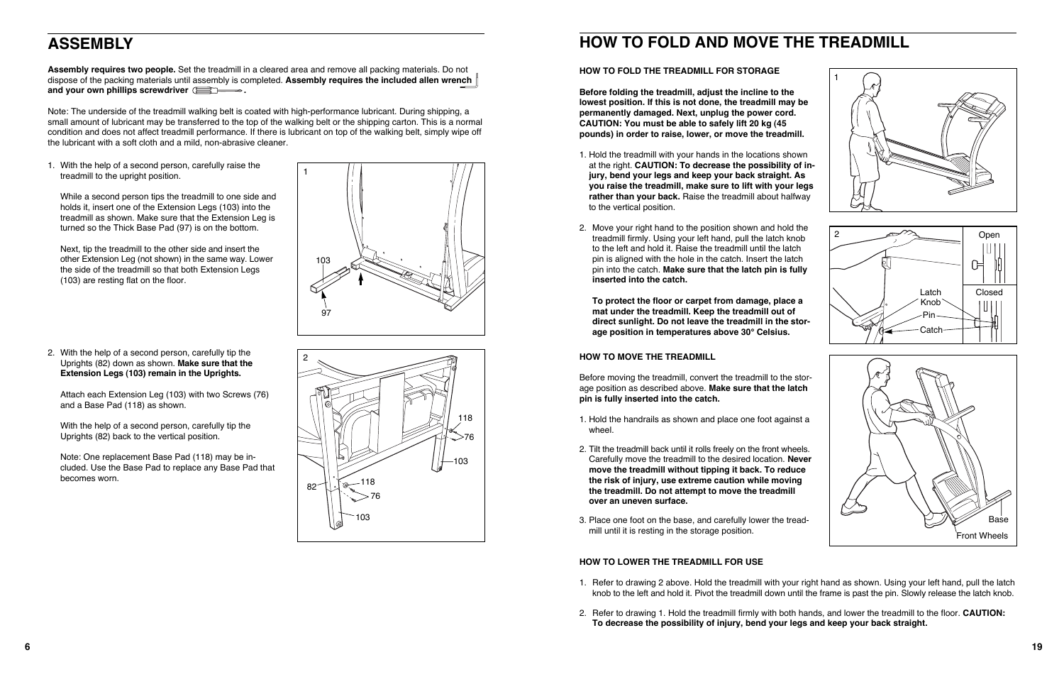## ASSEMBLY

**Assembly requires two people.** Set the treadmill in a cleared area and remove all packing materials. Do not dispose of the packing materials until assembly is completed. **Assembly requires the included allen wrench and your own phillips screwdriver .**

Note: The underside of the treadmill walking belt is coated with high-performance lubricant. During shipping, a small amount of lubricant may be transferred to the top of the walking belt or the shipping carton. This is a normal condition and does not affect treadmill performance. If there is lubricant on top of the walking belt, simply wipe off the lubricant with a soft cloth and a mild, non-abrasive cleaner.

1. With the help of a second person, carefully raise the treadmill to the upright position.

   While a second person tips the treadmill to one side and holds it, insert one of the Extension Legs (103) into the treadmill as shown. Make sure that the Extension Leg is turned so the Thick Base Pad (97) is on the bottom.

   Next, tip the treadmill to the other side and insert the other Extension Leg (not shown) in the same way. Lower the side of the treadmill so that both Extension Legs (103) are resting flat on the floor.

2. With the help of a second person, carefully tip the Uprights (82) down as shown. **Make sure that the Extension Legs (103) remain in the Uprights.**

   Attach each Extension Leg (103) with two Screws (76) and a Base Pad (118) as shown.

   With the help of a second person, carefully tip the Uprights (82) back to the vertical position.

   Note: One replacement Base Pad (118) may be included. Use the Base Pad to replace any Base Pad that becomes worn.

## HOW TO FOLD AND MOVE THE TREADMILL

### HOW TO FOLD THE TREADMILL FOR STORAGE

**Before folding the treadmill, adjust the incline to the lowest position. If this is not done, the treadmill may be permanently damaged. Next, unplug the power cord. CAUTION: You must be able to safely lift 20 kg (45 pounds) in order to raise, lower, or move the treadmill.**

1. Hold the treadmill with your hands in the locations shown at the right. **CAUTION: To decrease the possibility of injury, bend your legs and keep your back straight. As you raise the treadmill, make sure to lift with your legs rather than your back.** Raise the treadmill about halfway to the vertical position.

2. Move your right hand to the position shown and hold the treadmill firmly. Using your left hand, pull the latch knob to the left and hold it. Raise the treadmill until the latch pin is aligned with the hole in the catch. Insert the latch pin into the catch. **Make sure that the latch pin is fully inserted into the catch.**

   **To protect the floor or carpet from damage, place a mat under the treadmill. Keep the treadmill out of direct sunlight. Do not leave the treadmill in the storage position in temperatures above 30° Celsius.**

### HOW TO MOVE THE TREADMILL

Before moving the treadmill, convert the treadmill to the storage position as described above. **Make sure that the latch pin is fully inserted into the catch.**

1. Hold the handrails as shown and place one foot against a wheel.

2. Tilt the treadmill back until it rolls freely on the front wheels. Carefully move the treadmill to the desired location. **Never move the treadmill without tipping it back. To reduce the risk of injury, use extreme caution while moving the treadmill. Do not attempt to move the treadmill over an uneven surface.**

3. Place one foot on the base, and carefully lower the treadmill until it is resting in the storage position.

### HOW TO LOWER THE TREADMILL FOR USE

1. Refer to drawing 2 above. Hold the treadmill with your right hand as shown. Using your left hand, pull the latch knob to the left and hold it. Pivot the treadmill down until the frame is past the pin. Slowly release the latch knob.

2. Refer to drawing 1. Hold the treadmill firmly with both hands, and lower the treadmill to the floor. **CAUTION: To decrease the possibility of injury, bend your legs and keep your back straight.**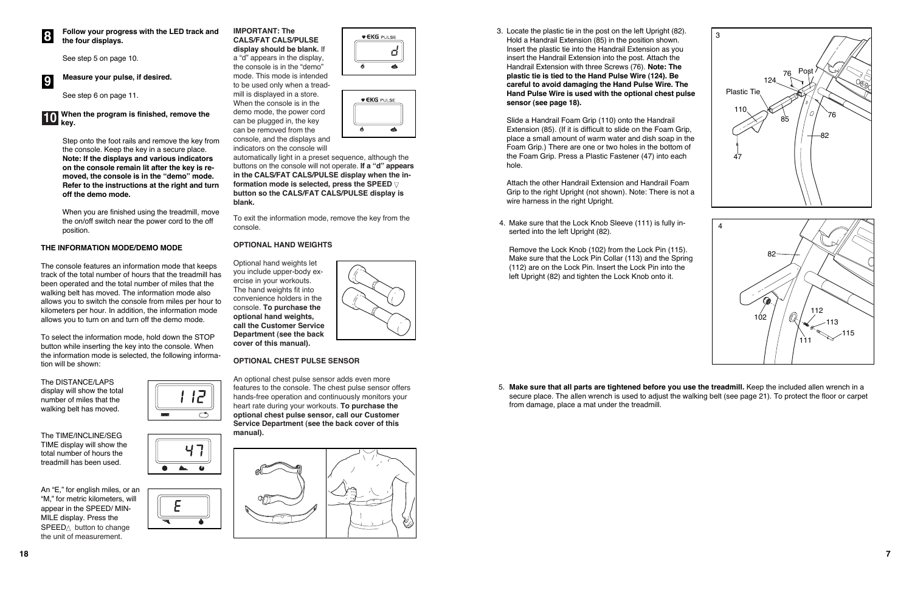**8** **Follow your progress with the LED track and the four displays.**

See step 5 on page 10.

**9** **Measure your pulse, if desired.**

See step 6 on page 11.

**10** **When the program is finished, remove the key.**

Step onto the foot rails and remove the key from the console. Keep the key in a secure place. **Note: If the displays and various indicators on the console remain lit after the key is removed, the console is in the "demo" mode. Refer to the instructions at the right and turn off the demo mode.**

When you are finished using the treadmill, move the on/off switch near the power cord to the off position.

### THE INFORMATION MODE/DEMO MODE

The console features an information mode that keeps track of the total number of hours that the treadmill has been operated and the total number of miles that the walking belt has moved. The information mode also allows you to switch the console from miles per hour to kilometers per hour. In addition, the information mode allows you to turn on and turn off the demo mode.

To select the information mode, hold down the STOP button while inserting the key into the console. When the information mode is selected, the following information will be shown:

The DISTANCE/LAPS display will show the total number of miles that the walking belt has moved.

The TIME/INCLINE/SEG TIME display will show the total number of hours the treadmill has been used.

An "E," for english miles, or an "M," for metric kilometers, will appear in the SPEED/ MIN-MILE display. Press the SPEED△ button to change the unit of measurement.

**IMPORTANT: The CALS/FAT CALS/PULSE display should be blank.** If a "d" appears in the display, the console is in the "demo" mode. This mode is intended to be used only when a treadmill is displayed in a store. When the console is in the demo mode, the power cord can be plugged in, the key can be removed from the console, and the displays and indicators on the console will automatically light in a preset sequence, although the buttons on the console will not operate. **If a "d" appears in the CALS/FAT CALS/PULSE display when the information mode is selected, press the SPEED ▽ button so the CALS/FAT CALS/PULSE display is blank.**

To exit the information mode, remove the key from the console.

### OPTIONAL HAND WEIGHTS

Optional hand weights let you include upper-body exercise in your workouts. The hand weights fit into convenience holders in the console. **To purchase the optional hand weights, call the Customer Service Department (see the back cover of this manual).**

### OPTIONAL CHEST PULSE SENSOR

An optional chest pulse sensor adds even more features to the console. The chest pulse sensor offers hands-free operation and continuously monitors your heart rate during your workouts. **To purchase the optional chest pulse sensor, call our Customer Service Department (see the back cover of this manual).**

3. Locate the plastic tie in the post on the left Upright (82). Hold a Handrail Extension (85) in the position shown. Insert the plastic tie into the Handrail Extension as you insert the Handrail Extension into the post. Attach the Handrail Extension with three Screws (76). **Note: The plastic tie is tied to the Hand Pulse Wire (124). Be careful to avoid damaging the Hand Pulse Wire. The Hand Pulse Wire is used with the optional chest pulse sensor (see page 18).**

   Slide a Handrail Foam Grip (110) onto the Handrail Extension (85). (If it is difficult to slide on the Foam Grip, place a small amount of warm water and dish soap in the Foam Grip.) There are one or two holes in the bottom of the Foam Grip. Press a Plastic Fastener (47) into each hole.

   Attach the other Handrail Extension and Handrail Foam Grip to the right Upright (not shown). Note: There is not a wire harness in the right Upright.

4. Make sure that the Lock Knob Sleeve (111) is fully inserted into the left Upright (82).

   Remove the Lock Knob (102) from the Lock Pin (115). Make sure that the Lock Pin Collar (113) and the Spring (112) are on the Lock Pin. Insert the Lock Pin into the left Upright (82) and tighten the Lock Knob onto it.

5. **Make sure that all parts are tightened before you use the treadmill.** Keep the included allen wrench in a secure place. The allen wrench is used to adjust the walking belt (see page 21). To protect the floor or carpet from damage, place a mat under the treadmill.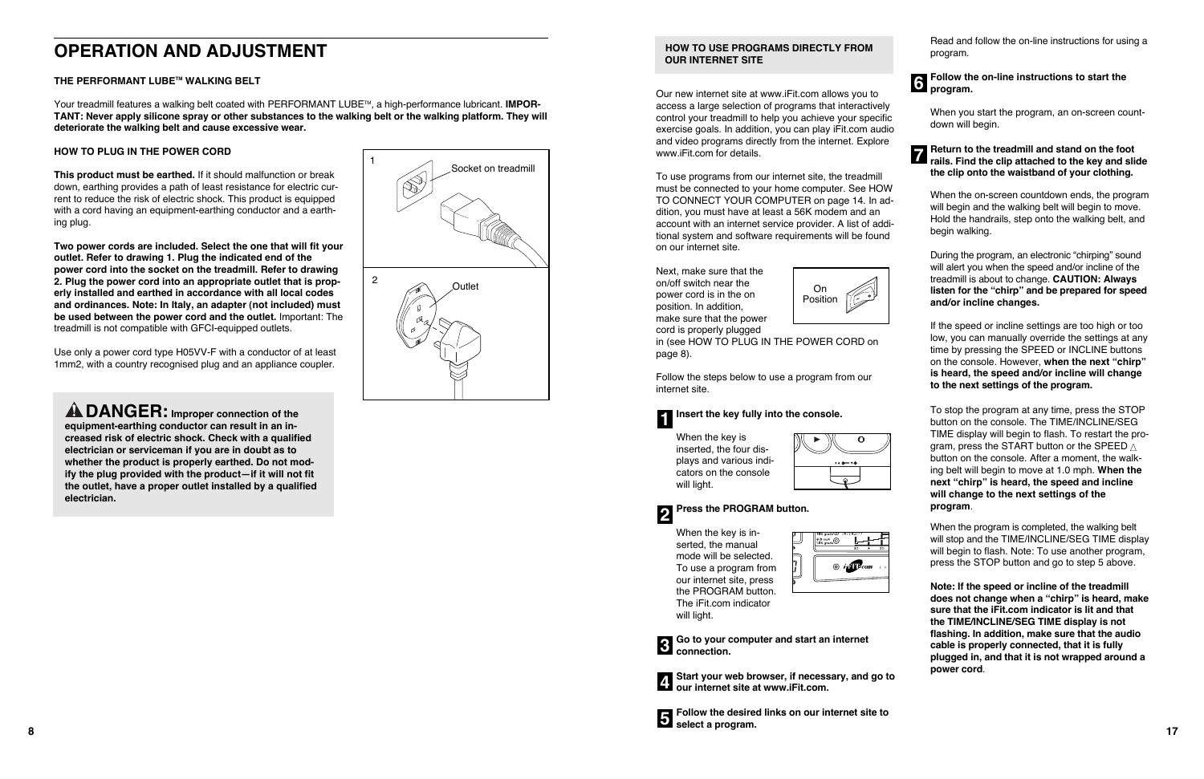# OPERATION AND ADJUSTMENT

### THE PERFORMANT LUBE™ WALKING BELT

Your treadmill features a walking belt coated with PERFORMANT LUBE™, a high-performance lubricant. **IMPORTANT: Never apply silicone spray or other substances to the walking belt or the walking platform. They will deteriorate the walking belt and cause excessive wear.**

### HOW TO PLUG IN THE POWER CORD

**This product must be earthed.** If it should malfunction or break down, earthing provides a path of least resistance for electric current to reduce the risk of electric shock. This product is equipped with a cord having an equipment-earthing conductor and a earthing plug.

**Two power cords are included. Select the one that will fit your outlet. Refer to drawing 1. Plug the indicated end of the power cord into the socket on the treadmill. Refer to drawing 2. Plug the power cord into an appropriate outlet that is properly installed and earthed in accordance with all local codes and ordinances. Note: In Italy, an adapter (not included) must be used between the power cord and the outlet.** Important: The treadmill is not compatible with GFCI-equipped outlets.

Use only a power cord type H05VV-F with a conductor of at least 1mm2, with a country recognised plug and an appliance coupler.

1 Socket on treadmill

2 Outlet

**⚠ DANGER: Improper connection of the equipment-earthing conductor can result in an increased risk of electric shock. Check with a qualified electrician or serviceman if you are in doubt as to whether the product is properly earthed. Do not modify the plug provided with the product—if it will not fit the outlet, have a proper outlet installed by a qualified electrician.**

### HOW TO USE PROGRAMS DIRECTLY FROM OUR INTERNET SITE

Our new internet site at www.iFit.com allows you to access a large selection of programs that interactively control your treadmill to help you achieve your specific exercise goals. In addition, you can play iFit.com audio and video programs directly from the internet. Explore www.iFit.com for details.

To use programs from our internet site, the treadmill must be connected to your home computer. See HOW TO CONNECT YOUR COMPUTER on page 14. In addition, you must have at least a 56K modem and an account with an internet service provider. A list of additional system and software requirements will be found on our internet site.

Next, make sure that the on/off switch near the power cord is in the on position. In addition, make sure that the power cord is properly plugged in (see HOW TO PLUG IN THE POWER CORD on page 8).

On Position

Follow the steps below to use a program from our internet site.

**1 Insert the key fully into the console.**

When the key is inserted, the four displays and various indicators on the console will light.

**2 Press the PROGRAM button.**

When the key is inserted, the manual mode will be selected. To use a program from our internet site, press the PROGRAM button. The iFit.com indicator will light.

**3 Go to your computer and start an internet connection.**

**4 Start your web browser, if necessary, and go to our internet site at www.iFit.com.**

**5 Follow the desired links on our internet site to select a program.**

Read and follow the on-line instructions for using a program.

**6 Follow the on-line instructions to start the program.**

When you start the program, an on-screen countdown will begin.

**7 Return to the treadmill and stand on the foot rails. Find the clip attached to the key and slide the clip onto the waistband of your clothing.**

When the on-screen countdown ends, the program will begin and the walking belt will begin to move. Hold the handrails, step onto the walking belt, and begin walking.

During the program, an electronic "chirping" sound will alert you when the speed and/or incline of the treadmill is about to change. **CAUTION: Always listen for the "chirp" and be prepared for speed and/or incline changes.**

If the speed or incline settings are too high or too low, you can manually override the settings at any time by pressing the SPEED or INCLINE buttons on the console. However, **when the next "chirp" is heard, the speed and/or incline will change to the next settings of the program.**

To stop the program at any time, press the STOP button on the console. The TIME/INCLINE/SEG TIME display will begin to flash. To restart the program, press the START button or the SPEED △ button on the console. After a moment, the walking belt will begin to move at 1.0 mph. **When the next "chirp" is heard, the speed and incline will change to the next settings of the program**.

When the program is completed, the walking belt will stop and the TIME/INCLINE/SEG TIME display will begin to flash. Note: To use another program, press the STOP button and go to step 5 above.

**Note: If the speed or incline of the treadmill does not change when a "chirp" is heard, make sure that the iFit.com indicator is lit and that the TIME/INCLINE/SEG TIME display is not flashing. In addition, make sure that the audio cable is properly connected, that it is fully plugged in, and that it is not wrapped around a power cord**.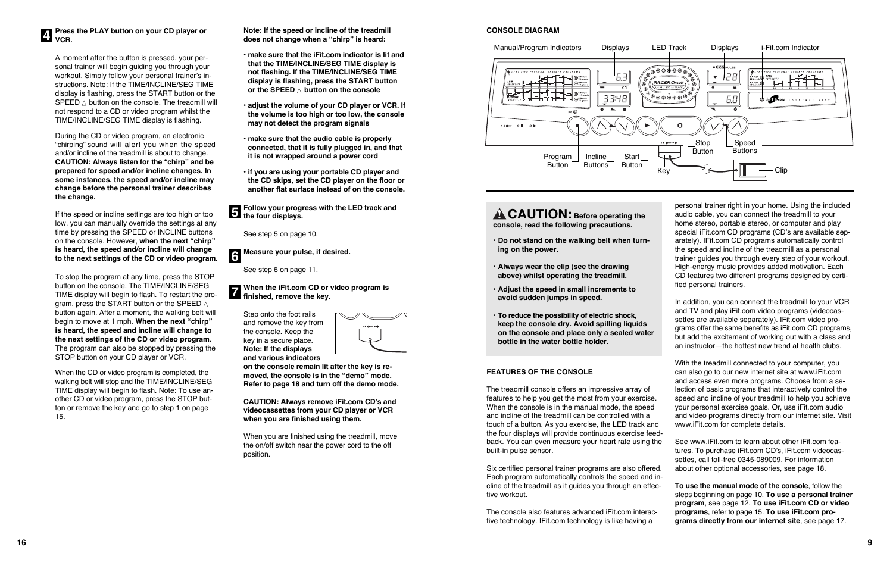**4** **Press the PLAY button on your CD player or VCR.**

A moment after the button is pressed, your personal trainer will begin guiding you through your workout. Simply follow your personal trainer's instructions. Note: If the TIME/INCLINE/SEG TIME display is flashing, press the START button or the SPEED △ button on the console. The treadmill will not respond to a CD or video program whilst the TIME/INCLINE/SEG TIME display is flashing.

During the CD or video program, an electronic "chirping" sound will alert you when the speed and/or incline of the treadmill is about to change. **CAUTION: Always listen for the "chirp" and be prepared for speed and/or incline changes. In some instances, the speed and/or incline may change before the personal trainer describes the change.**

If the speed or incline settings are too high or too low, you can manually override the settings at any time by pressing the SPEED or INCLINE buttons on the console. However, **when the next "chirp" is heard, the speed and/or incline will change to the next settings of the CD or video program.**

To stop the program at any time, press the STOP button on the console. The TIME/INCLINE/SEG TIME display will begin to flash. To restart the program, press the START button or the SPEED △ button again. After a moment, the walking belt will begin to move at 1 mph. **When the next "chirp" is heard, the speed and incline will change to the next settings of the CD or video program**. The program can also be stopped by pressing the STOP button on your CD player or VCR.

When the CD or video program is completed, the walking belt will stop and the TIME/INCLINE/SEG TIME display will begin to flash. Note: To use another CD or video program, press the STOP button or remove the key and go to step 1 on page 15.

**Note: If the speed or incline of the treadmill does not change when a "chirp" is heard:**

- **make sure that the iFit.com indicator is lit and that the TIME/INCLINE/SEG TIME display is not flashing. If the TIME/INCLINE/SEG TIME display is flashing, press the START button or the SPEED △ button on the console**
- **adjust the volume of your CD player or VCR. If the volume is too high or too low, the console may not detect the program signals**
- **make sure that the audio cable is properly connected, that it is fully plugged in, and that it is not wrapped around a power cord**
- **if you are using your portable CD player and the CD skips, set the CD player on the floor or another flat surface instead of on the console.**

**5** **Follow your progress with the LED track and the four displays.**

See step 5 on page 10.

**6** **Measure your pulse, if desired.**

See step 6 on page 11.

**7** **When the iFit.com CD or video program is finished, remove the key.**

Step onto the foot rails and remove the key from the console. Keep the key in a secure place. **Note: If the displays and various indicators on the console remain lit after the key is removed, the console is in the "demo" mode. Refer to page 18 and turn off the demo mode.**

**CAUTION: Always remove iFit.com CD's and videocassettes from your CD player or VCR when you are finished using them.**

When you are finished using the treadmill, move the on/off switch near the power cord to the off position.

**CONSOLE DIAGRAM**

Manual/Program Indicators · Displays · LED Track · Displays · i-Fit.com Indicator · Program Button · Incline Buttons · Start Button · Key · Stop Button · Speed Buttons · Clip

**⚠ CAUTION: Before operating the console, read the following precautions.**

- **Do not stand on the walking belt when turning on the power.**
- **Always wear the clip (see the drawing above) whilst operating the treadmill.**
- **Adjust the speed in small increments to avoid sudden jumps in speed.**
- **To reduce the possibility of electric shock, keep the console dry. Avoid spilling liquids on the console and place only a sealed water bottle in the water bottle holder.**

**FEATURES OF THE CONSOLE**

The treadmill console offers an impressive array of features to help you get the most from your exercise. When the console is in the manual mode, the speed and incline of the treadmill can be controlled with a touch of a button. As you exercise, the LED track and the four displays will provide continuous exercise feedback. You can even measure your heart rate using the built-in pulse sensor.

Six certified personal trainer programs are also offered. Each program automatically controls the speed and incline of the treadmill as it guides you through an effective workout.

The console also features advanced iFit.com interactive technology. IFit.com technology is like having a personal trainer right in your home. Using the included audio cable, you can connect the treadmill to your home stereo, portable stereo, or computer and play special iFit.com CD programs (CD's are available separately). IFit.com CD programs automatically control the speed and incline of the treadmill as a personal trainer guides you through every step of your workout. High-energy music provides added motivation. Each CD features two different programs designed by certified personal trainers.

In addition, you can connect the treadmill to your VCR and TV and play iFit.com video programs (videocassettes are available separately). IFit.com video programs offer the same benefits as iFit.com CD programs, but add the excitement of working out with a class and an instructor—the hottest new trend at health clubs.

With the treadmill connected to your computer, you can also go to our new internet site at www.iFit.com and access even more programs. Choose from a selection of basic programs that interactively control the speed and incline of your treadmill to help you achieve your personal exercise goals. Or, use iFit.com audio and video programs directly from our internet site. Visit www.iFit.com for complete details.

See www.iFit.com to learn about other iFit.com features. To purchase iFit.com CD's, iFit.com videocassettes, call toll-free 0345-089009. For information about other optional accessories, see page 18.

**To use the manual mode of the console**, follow the steps beginning on page 10. **To use a personal trainer program**, see page 12. **To use iFit.com CD or video programs**, refer to page 15. **To use iFit.com programs directly from our internet site**, see page 17.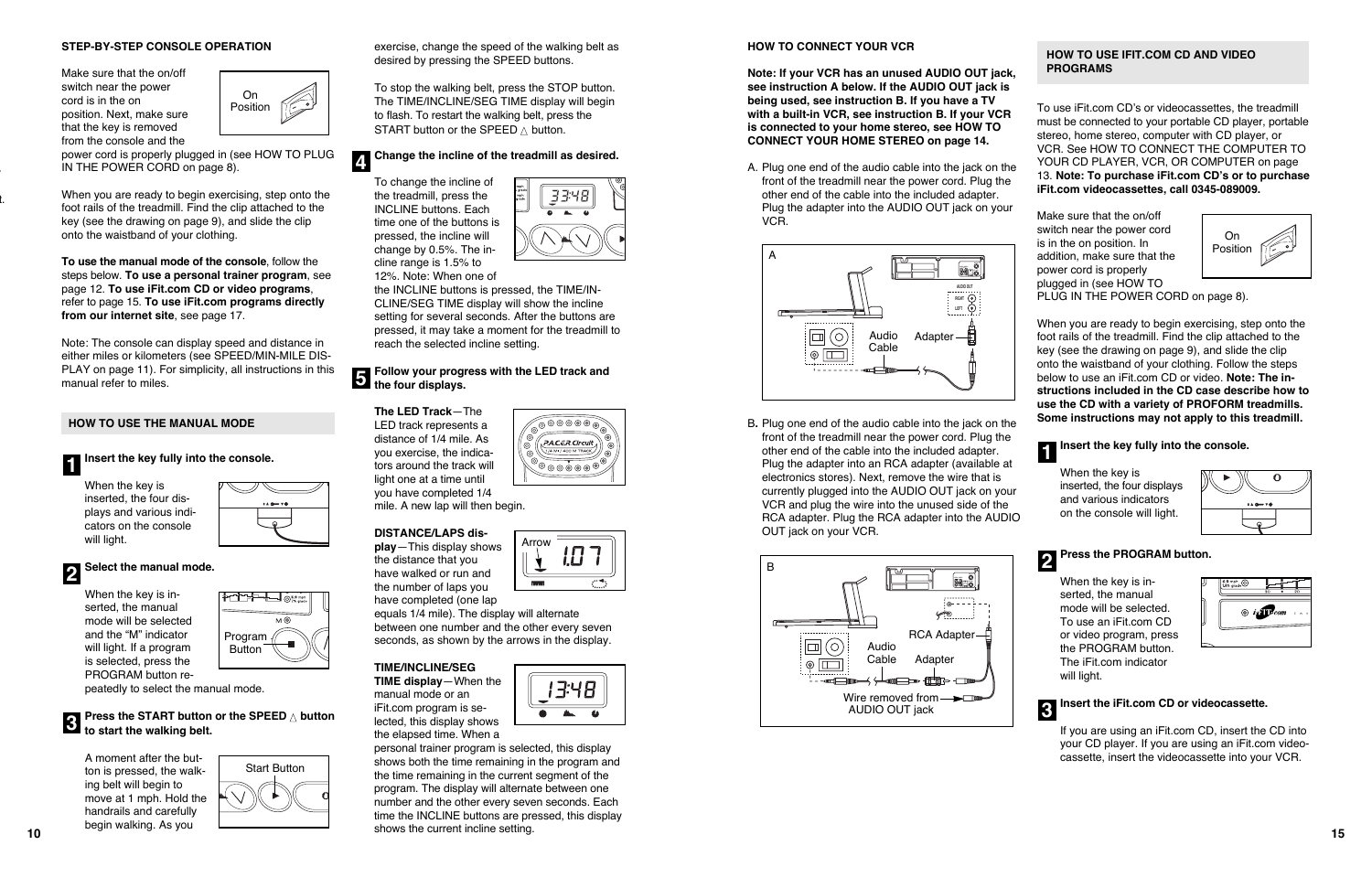## STEP-BY-STEP CONSOLE OPERATION

Make sure that the on/off switch near the power cord is in the on position. Next, make sure that the key is removed from the console and the power cord is properly plugged in (see HOW TO PLUG IN THE POWER CORD on page 8).

When you are ready to begin exercising, step onto the foot rails of the treadmill. Find the clip attached to the key (see the drawing on page 9), and slide the clip onto the waistband of your clothing.

**To use the manual mode of the console**, follow the steps below. **To use a personal trainer program**, see page 12. **To use iFit.com CD or video programs**, refer to page 15. **To use iFit.com programs directly from our internet site**, see page 17.

Note: The console can display speed and distance in either miles or kilometers (see SPEED/MIN-MILE DISPLAY on page 11). For simplicity, all instructions in this manual refer to miles.

### HOW TO USE THE MANUAL MODE

**1 Insert the key fully into the console.**

When the key is inserted, the four displays and various indicators on the console will light.

**2 Select the manual mode.**

When the key is inserted, the manual mode will be selected and the "M" indicator will light. If a program is selected, press the PROGRAM button repeatedly to select the manual mode.

**3 Press the START button or the SPEED △ button to start the walking belt.**

A moment after the button is pressed, the walking belt will begin to move at 1 mph. Hold the handrails and carefully begin walking. As you exercise, change the speed of the walking belt as desired by pressing the SPEED buttons.

To stop the walking belt, press the STOP button. The TIME/INCLINE/SEG TIME display will begin to flash. To restart the walking belt, press the START button or the SPEED △ button.

**4 Change the incline of the treadmill as desired.**

To change the incline of the treadmill, press the INCLINE buttons. Each time one of the buttons is pressed, the incline will change by 0.5%. The incline range is 1.5% to 12%. Note: When one of the INCLINE buttons is pressed, the TIME/INCLINE/SEG TIME display will show the incline setting for several seconds. After the buttons are pressed, it may take a moment for the treadmill to reach the selected incline setting.

**5 Follow your progress with the LED track and the four displays.**

**The LED Track**—The LED track represents a distance of 1/4 mile. As you exercise, the indicators around the track will light one at a time until you have completed 1/4 mile. A new lap will then begin.

**DISTANCE/LAPS display**—This display shows the distance that you have walked or run and the number of laps you have completed (one lap equals 1/4 mile). The display will alternate between one number and the other every seven seconds, as shown by the arrows in the display.

**TIME/INCLINE/SEG TIME display**—When the manual mode or an iFit.com program is selected, this display shows the elapsed time. When a personal trainer program is selected, this display shows both the time remaining in the program and the time remaining in the current segment of the program. The display will alternate between one number and the other every seven seconds. Each time the INCLINE buttons are pressed, this display shows the current incline setting.

## HOW TO CONNECT YOUR VCR

**Note: If your VCR has an unused AUDIO OUT jack, see instruction A below. If the AUDIO OUT jack is being used, see instruction B. If you have a TV with a built-in VCR, see instruction B. If your VCR is connected to your home stereo, see HOW TO CONNECT YOUR HOME STEREO on page 14.**

A. Plug one end of the audio cable into the jack on the front of the treadmill near the power cord. Plug the other end of the cable into the included adapter. Plug the adapter into the AUDIO OUT jack on your VCR.

B. Plug one end of the audio cable into the jack on the front of the treadmill near the power cord. Plug the other end of the cable into the included adapter. Plug the adapter into an RCA adapter (available at electronics stores). Next, remove the wire that is currently plugged into the AUDIO OUT jack on your VCR and plug the wire into the unused side of the RCA adapter. Plug the RCA adapter into the AUDIO OUT jack on your VCR.

## HOW TO USE IFIT.COM CD AND VIDEO PROGRAMS

To use iFit.com CD's or videocassettes, the treadmill must be connected to your portable CD player, portable stereo, home stereo, computer with CD player, or VCR. See HOW TO CONNECT THE COMPUTER TO YOUR CD PLAYER, VCR, OR COMPUTER on page 13. **Note: To purchase iFit.com CD's or to purchase iFit.com videocassettes, call 0345-089009.**

Make sure that the on/off switch near the power cord is in the on position. In addition, make sure that the power cord is properly plugged in (see HOW TO PLUG IN THE POWER CORD on page 8).

When you are ready to begin exercising, step onto the foot rails of the treadmill. Find the clip attached to the key (see the drawing on page 9), and slide the clip onto the waistband of your clothing. Follow the steps below to use an iFit.com CD or video. **Note: The instructions included in the CD case describe how to use the CD with a variety of PROFORM treadmills. Some instructions may not apply to this treadmill.**

**1 Insert the key fully into the console.**

When the key is inserted, the four displays and various indicators on the console will light.

**2 Press the PROGRAM button.**

When the key is inserted, the manual mode will be selected. To use an iFit.com CD or video program, press the PROGRAM button. The iFit.com indicator will light.

**3 Insert the iFit.com CD or videocassette.**

If you are using an iFit.com CD, insert the CD into your CD player. If you are using an iFit.com videocassette, insert the videocassette into your VCR.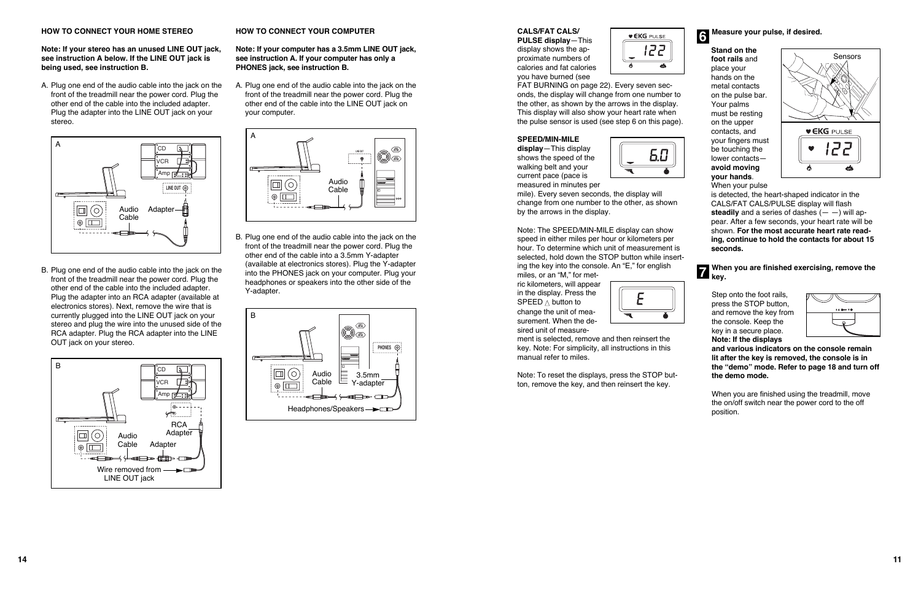### HOW TO CONNECT YOUR HOME STEREO

**Note: If your stereo has an unused LINE OUT jack, see instruction A below. If the LINE OUT jack is being used, see instruction B.**

A. Plug one end of the audio cable into the jack on the front of the treadmill near the power cord. Plug the other end of the cable into the included adapter. Plug the adapter into the LINE OUT jack on your stereo.

B. Plug one end of the audio cable into the jack on the front of the treadmill near the power cord. Plug the other end of the cable into the included adapter. Plug the adapter into an RCA adapter (available at electronics stores). Next, remove the wire that is currently plugged into the LINE OUT jack on your stereo and plug the wire into the unused side of the RCA adapter. Plug the RCA adapter into the LINE OUT jack on your stereo.

### HOW TO CONNECT YOUR COMPUTER

**Note: If your computer has a 3.5mm LINE OUT jack, see instruction A. If your computer has only a PHONES jack, see instruction B.**

A. Plug one end of the audio cable into the jack on the front of the treadmill near the power cord. Plug the other end of the cable into the LINE OUT jack on your computer.

B. Plug one end of the audio cable into the jack on the front of the treadmill near the power cord. Plug the other end of the cable into a 3.5mm Y-adapter (available at electronics stores). Plug the Y-adapter into the PHONES jack on your computer. Plug your headphones or speakers into the other side of the Y-adapter.

**CALS/FAT CALS/ PULSE display**—This display shows the approximate numbers of calories and fat calories you have burned (see FAT BURNING on page 22). Every seven seconds, the display will change from one number to the other, as shown by the arrows in the display. This display will also show your heart rate when the pulse sensor is used (see step 6 on this page).

**SPEED/MIN-MILE display**—This display shows the speed of the walking belt and your current pace (pace is measured in minutes per mile). Every seven seconds, the display will change from one number to the other, as shown by the arrows in the display.

Note: The SPEED/MIN-MILE display can show speed in either miles per hour or kilometers per hour. To determine which unit of measurement is selected, hold down the STOP button while inserting the key into the console. An "E," for english miles, or an "M," for metric kilometers, will appear in the display. Press the SPEED △ button to change the unit of measurement. When the desired unit of measurement is selected, remove and then reinsert the key. Note: For simplicity, all instructions in this manual refer to miles.

Note: To reset the displays, press the STOP button, remove the key, and then reinsert the key.

**6 Measure your pulse, if desired.**

**Stand on the foot rails** and place your hands on the metal contacts on the pulse bar. Your palms must be resting on the upper contacts, and your fingers must be touching the lower contacts—**avoid moving your hands**. When your pulse is detected, the heart-shaped indicator in the CALS/FAT CALS/PULSE display will flash **steadily** and a series of dashes (— —) will appear. After a few seconds, your heart rate will be shown. **For the most accurate heart rate reading, continue to hold the contacts for about 15 seconds.**

**7 When you are finished exercising, remove the key.**

Step onto the foot rails, press the STOP button, and remove the key from the console. Keep the key in a secure place. **Note: If the displays and various indicators on the console remain lit after the key is removed, the console is in the "demo" mode. Refer to page 18 and turn off the demo mode.**

When you are finished using the treadmill, move the on/off switch near the power cord to the off position.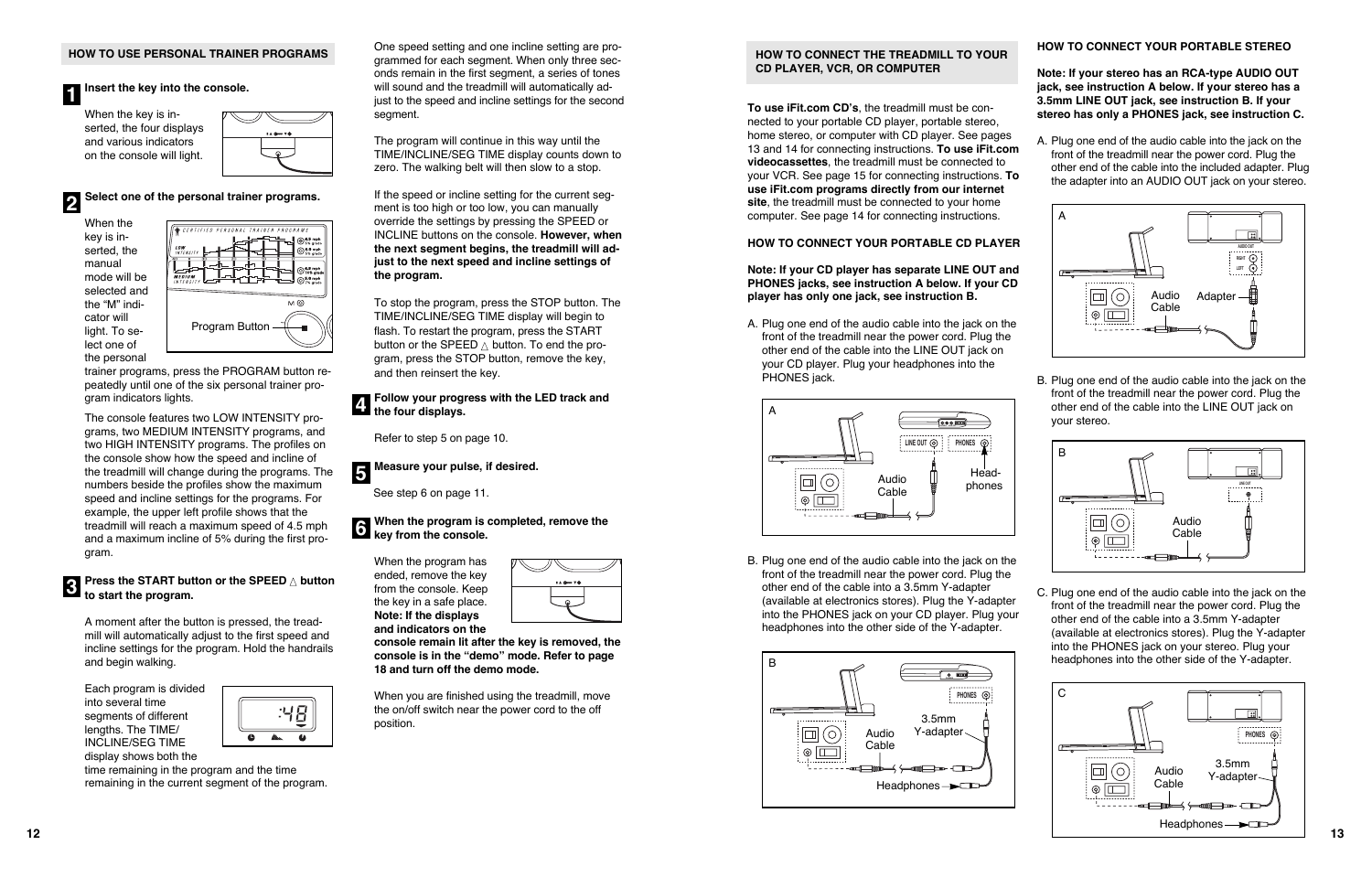## HOW TO USE PERSONAL TRAINER PROGRAMS

**1 Insert the key into the console.**

When the key is inserted, the four displays and various indicators on the console will light.

**2 Select one of the personal trainer programs.**

When the key is inserted, the manual mode will be selected and the "M" indicator will light. To select one of the personal trainer programs, press the PROGRAM button repeatedly until one of the six personal trainer program indicators lights.

Program Button

The console features two LOW INTENSITY programs, two MEDIUM INTENSITY programs, and two HIGH INTENSITY programs. The profiles on the console show how the speed and incline of the treadmill will change during the programs. The numbers beside the profiles show the maximum speed and incline settings for the programs. For example, the upper left profile shows that the treadmill will reach a maximum speed of 4.5 mph and a maximum incline of 5% during the first program.

**3 Press the START button or the SPEED △ button to start the program.**

A moment after the button is pressed, the treadmill will automatically adjust to the first speed and incline settings for the program. Hold the handrails and begin walking.

Each program is divided into several time segments of different lengths. The TIME/INCLINE/SEG TIME display shows both the time remaining in the program and the time remaining in the current segment of the program.

One speed setting and one incline setting are programmed for each segment. When only three seconds remain in the first segment, a series of tones will sound and the treadmill will automatically adjust to the speed and incline settings for the second segment.

The program will continue in this way until the TIME/INCLINE/SEG TIME display counts down to zero. The walking belt will then slow to a stop.

If the speed or incline setting for the current segment is too high or too low, you can manually override the settings by pressing the SPEED or INCLINE buttons on the console. **However, when the next segment begins, the treadmill will adjust to the next speed and incline settings of the program.**

To stop the program, press the STOP button. The TIME/INCLINE/SEG TIME display will begin to flash. To restart the program, press the START button or the SPEED △ button. To end the program, press the STOP button, remove the key, and then reinsert the key.

**4 Follow your progress with the LED track and the four displays.**

Refer to step 5 on page 10.

**5 Measure your pulse, if desired.**

See step 6 on page 11.

**6 When the program is completed, remove the key from the console.**

When the program has ended, remove the key from the console. Keep the key in a safe place. **Note: If the displays and indicators on the console remain lit after the key is removed, the console is in the "demo" mode. Refer to page 18 and turn off the demo mode.**

When you are finished using the treadmill, move the on/off switch near the power cord to the off position.

## HOW TO CONNECT THE TREADMILL TO YOUR CD PLAYER, VCR, OR COMPUTER

**To use iFit.com CD's**, the treadmill must be connected to your portable CD player, portable stereo, home stereo, or computer with CD player. See pages 13 and 14 for connecting instructions. **To use iFit.com videocassettes**, the treadmill must be connected to your VCR. See page 15 for connecting instructions. **To use iFit.com programs directly from our internet site**, the treadmill must be connected to your home computer. See page 14 for connecting instructions.

### HOW TO CONNECT YOUR PORTABLE CD PLAYER

**Note: If your CD player has separate LINE OUT and PHONES jacks, see instruction A below. If your CD player has only one jack, see instruction B.**

A. Plug one end of the audio cable into the jack on the front of the treadmill near the power cord. Plug the other end of the cable into the LINE OUT jack on your CD player. Plug your headphones into the PHONES jack.

A — LINE OUT, PHONES, Audio Cable, Head-phones

B. Plug one end of the audio cable into the jack on the front of the treadmill near the power cord. Plug the other end of the cable into a 3.5mm Y-adapter (available at electronics stores). Plug the Y-adapter into the PHONES jack on your CD player. Plug your headphones into the other side of the Y-adapter.

B — PHONES, Audio Cable, 3.5mm Y-adapter, Headphones

### HOW TO CONNECT YOUR PORTABLE STEREO

**Note: If your stereo has an RCA-type AUDIO OUT jack, see instruction A below. If your stereo has a 3.5mm LINE OUT jack, see instruction B. If your stereo has only a PHONES jack, see instruction C.**

A. Plug one end of the audio cable into the jack on the front of the treadmill near the power cord. Plug the other end of the cable into the included adapter. Plug the adapter into an AUDIO OUT jack on your stereo.

A — Audio Cable, Adapter

B. Plug one end of the audio cable into the jack on the front of the treadmill near the power cord. Plug the other end of the cable into the LINE OUT jack on your stereo.

B — Audio Cable

C. Plug one end of the audio cable into the jack on the front of the treadmill near the power cord. Plug the other end of the cable into a 3.5mm Y-adapter (available at electronics stores). Plug the Y-adapter into the PHONES jack on your stereo. Plug your headphones into the other side of the Y-adapter.

C — PHONES, Audio Cable, 3.5mm Y-adapter, Headphones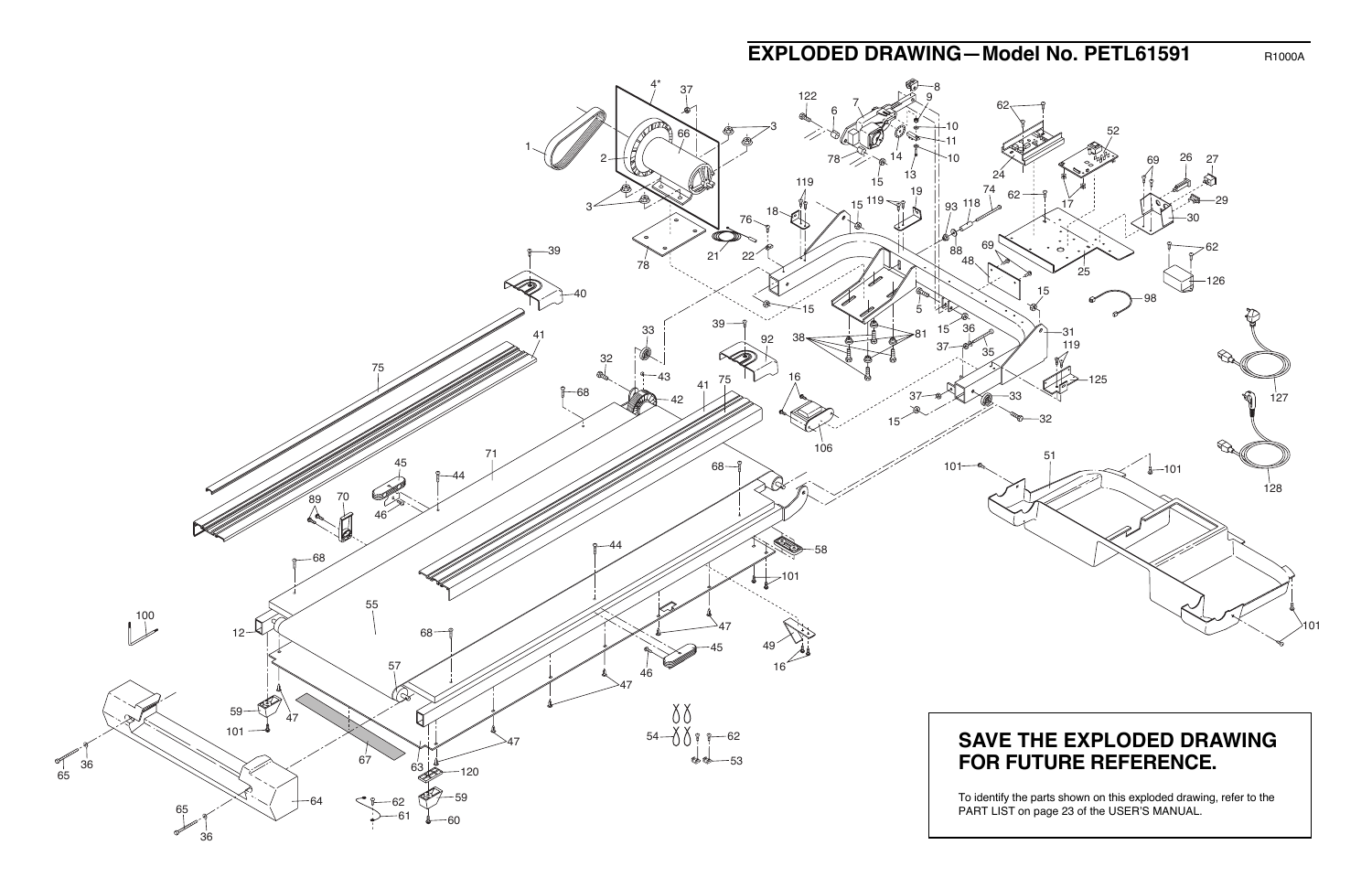# EXPLODED DRAWING—Model No. PETL61591

R1000A

## SAVE THE EXPLODED DRAWING FOR FUTURE REFERENCE.

To identify the parts shown on this exploded drawing, refer to the PART LIST on page 23 of the USER'S MANUAL.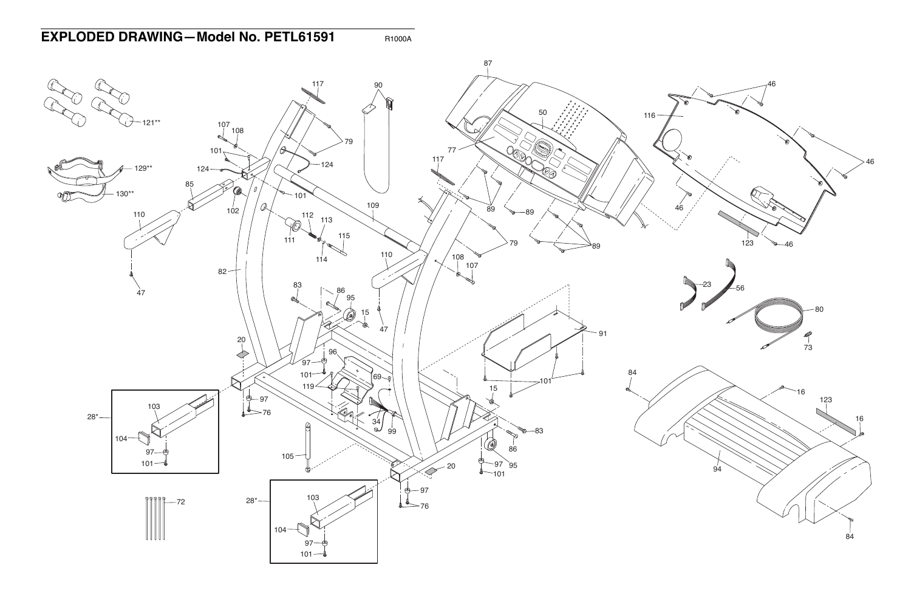# EXPLODED DRAWING—Model No. PETL61591

R1000A